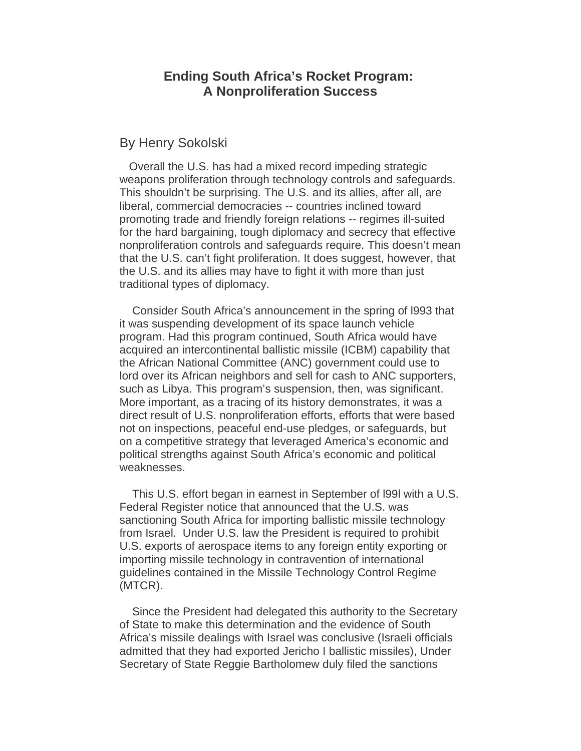# Ending South Africa's Rocket Program: A Nonproliferation Success

By Henry Sokolski

Overall the U.S. has had a mixed record impeding strategic weapons proliferation through technology controls and safeguards. This shouldn't be surprising. The U.S. and its allies, after all, are liberal, commercial democracies -- countries inclined toward promoting trade and friendly foreign relations -- regimes ill-suited for the hard bargaining, tough diplomacy and secrecy that effective nonproliferation controls and safeguards require. This doesn't mean that the U.S. can't fight proliferation. It does suggest, however, that the U.S. and its allies may have to fight it with more than just traditional types of diplomacy.

Consider South Africa's announcement in the spring of l993 that it was suspending development of its space launch vehicle program. Had this program continued, South Africa would have acquired an intercontinental ballistic missile (ICBM) capability that the African National Committee (ANC) government could use to lord over its African neighbors and sell for cash to ANC supporters, such as Libya. This program's suspension, then, was significant. More important, as a tracing of its history demonstrates, it was a direct result of U.S. nonproliferation efforts, efforts that were based not on inspections, peaceful end-use pledges, or safeguards, but on a competitive strategy that leveraged America's economic and political strengths against South Africa's economic and political weaknesses.

This U.S. effort began in earnest in September of l99l with a U.S. Federal Register notice that announced that the U.S. was sanctioning South Africa for importing ballistic missile technology from Israel. Under U.S. law the President is required to prohibit U.S. exports of aerospace items to any foreign entity exporting or importing missile technology in contravention of international guidelines contained in the Missile Technology Control Regime (MTCR).

Since the President had delegated this authority to the Secretary of State to make this determination and the evidence of South Africa's missile dealings with Israel was conclusive (Israeli officials admitted that they had exported Jericho I ballistic missiles), Under Secretary of State Reggie Bartholomew duly filed the sanctions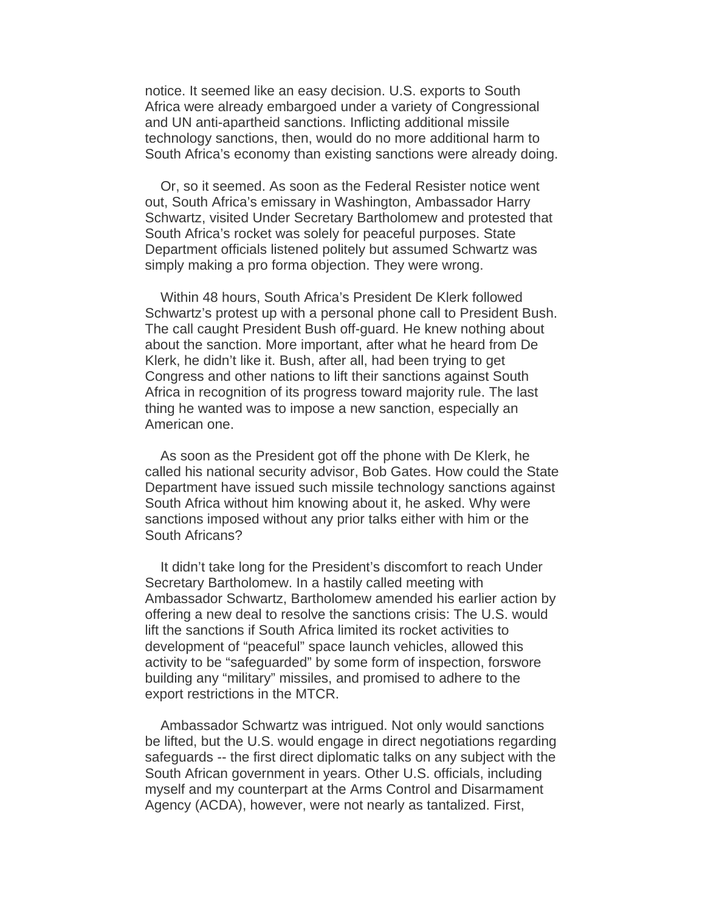notice. It seemed like an easy decision. U.S. exports to South Africa were already embargoed under a variety of Congressional and UN anti-apartheid sanctions. Inflicting additional missile technology sanctions, then, would do no more additional harm to South Africa's economy than existing sanctions were already doing.

Or, so it seemed. As soon as the Federal Resister notice went out, South Africa's emissary in Washington, Ambassador Harry Schwartz, visited Under Secretary Bartholomew and protested that South Africa's rocket was solely for peaceful purposes. State Department officials listened politely but assumed Schwartz was simply making a pro forma objection. They were wrong.

Within 48 hours, South Africa's President De Klerk followed Schwartz's protest up with a personal phone call to President Bush. The call caught President Bush off-guard. He knew nothing about about the sanction. More important, after what he heard from De Klerk, he didn't like it. Bush, after all, had been trying to get Congress and other nations to lift their sanctions against South Africa in recognition of its progress toward majority rule. The last thing he wanted was to impose a new sanction, especially an American one.

As soon as the President got off the phone with De Klerk, he called his national security advisor, Bob Gates. How could the State Department have issued such missile technology sanctions against South Africa without him knowing about it, he asked. Why were sanctions imposed without any prior talks either with him or the South Africans?

It didn't take long for the President's discomfort to reach Under Secretary Bartholomew. In a hastily called meeting with Ambassador Schwartz, Bartholomew amended his earlier action by offering a new deal to resolve the sanctions crisis: The U.S. would lift the sanctions if South Africa limited its rocket activities to development of "peaceful" space launch vehicles, allowed this activity to be "safeguarded" by some form of inspection, forswore building any "military" missiles, and promised to adhere to the export restrictions in the MTCR.

Ambassador Schwartz was intrigued. Not only would sanctions be lifted, but the U.S. would engage in direct negotiations regarding safeguards -- the first direct diplomatic talks on any subject with the South African government in years. Other U.S. officials, including myself and my counterpart at the Arms Control and Disarmament Agency (ACDA), however, were not nearly as tantalized. First,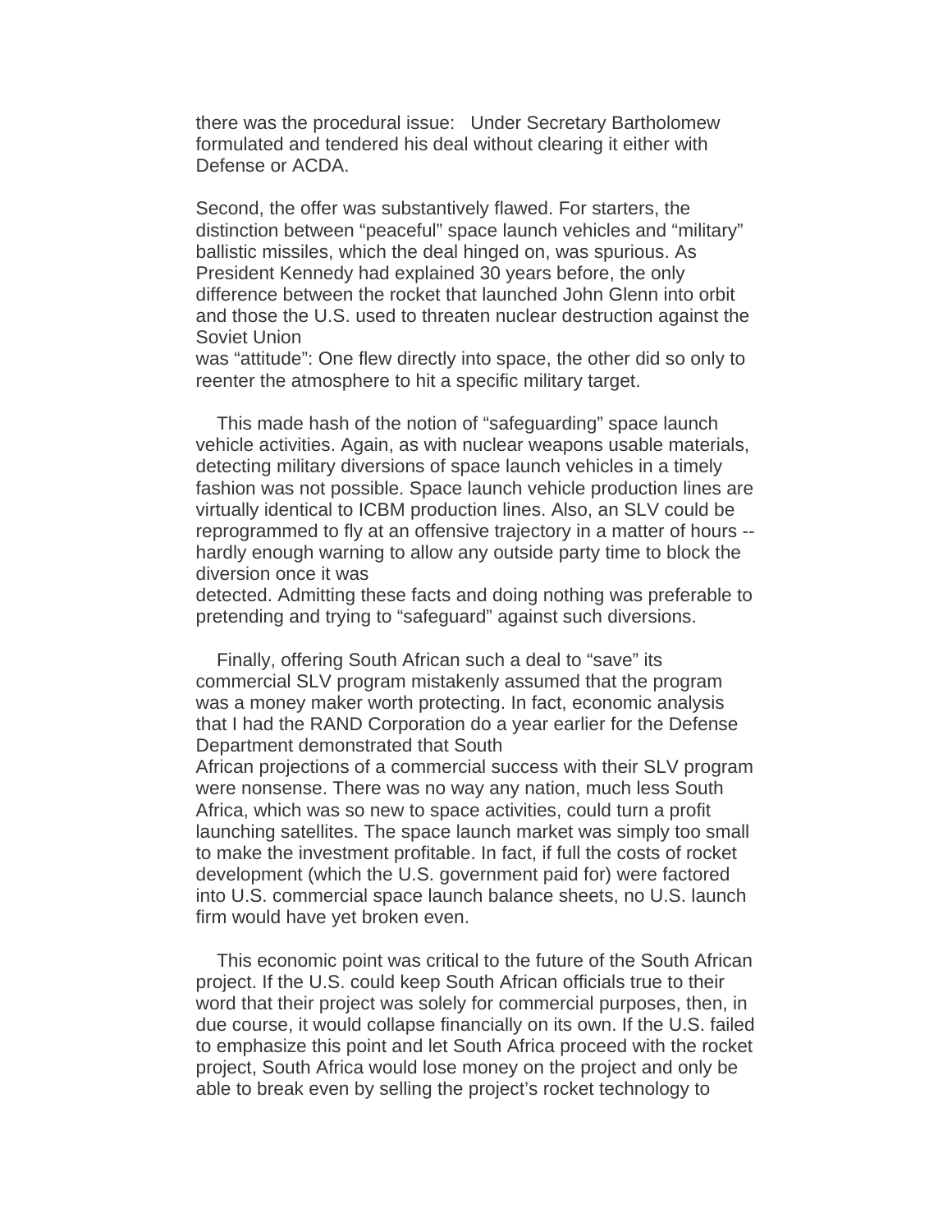there was the procedural issue: Under Secretary Bartholomew formulated and tendered his deal without clearing it either with Defense or ACDA.

Second, the offer was substantively flawed. For starters, the distinction between "peaceful" space launch vehicles and "military" ballistic missiles, which the deal hinged on, was spurious. As President Kennedy had explained 30 years before, the only difference between the rocket that launched John Glenn into orbit and those the U.S. used to threaten nuclear destruction against the Soviet Union was "attitude": One flew directly into space, the other did so only to reenter the atmosphere to hit a specific military target.

This made hash of the notion of "safeguarding" space launch vehicle activities. Again, as with nuclear weapons usable materials, detecting military diversions of space launch vehicles in a timely fashion was not possible. Space launch vehicle production lines are virtually identical to ICBM production lines. Also, an SLV could be reprogrammed to fly at an offensive trajectory in a matter of hours -- hardly enough warning to allow any outside party time to block the diversion once it was detected. Admitting these facts and doing nothing was preferable to pretending and trying to "safeguard" against such diversions.

Finally, offering South African such a deal to "save" its commercial SLV program mistakenly assumed that the program was a money maker worth protecting. In fact, economic analysis that I had the RAND Corporation do a year earlier for the Defense Department demonstrated that South African projections of a commercial success with their SLV program were nonsense. There was no way any nation, much less South Africa, which was so new to space activities, could turn a profit launching satellites. The space launch market was simply too small to make the investment profitable. In fact, if full the costs of rocket development (which the U.S. government paid for) were factored into U.S. commercial space launch balance sheets, no U.S. launch firm would have yet broken even.

This economic point was critical to the future of the South African project. If the U.S. could keep South African officials true to their word that their project was solely for commercial purposes, then, in due course, it would collapse financially on its own. If the U.S. failed to emphasize this point and let South Africa proceed with the rocket project, South Africa would lose money on the project and only be able to break even by selling the project's rocket technology to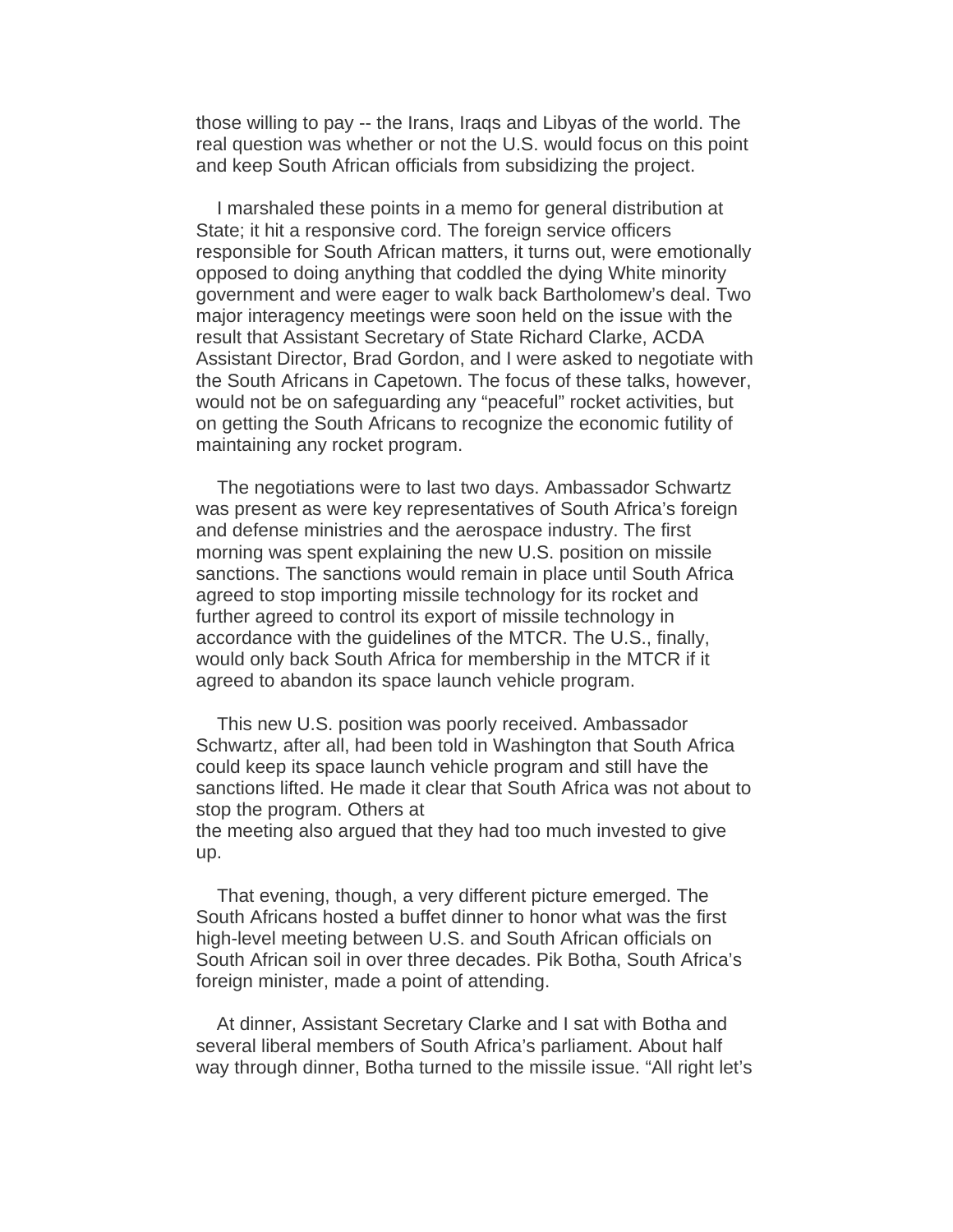those willing to pay -- the Irans, Iraqs and Libyas of the world. The real question was whether or not the U.S. would focus on this point and keep South African officials from subsidizing the project.

I marshaled these points in a memo for general distribution at State; it hit a responsive cord. The foreign service officers responsible for South African matters, it turns out, were emotionally opposed to doing anything that coddled the dying White minority government and were eager to walk back Bartholomew's deal. Two major interagency meetings were soon held on the issue with the result that Assistant Secretary of State Richard Clarke, ACDA Assistant Director, Brad Gordon, and I were asked to negotiate with the South Africans in Capetown. The focus of these talks, however, would not be on safeguarding any "peaceful" rocket activities, but on getting the South Africans to recognize the economic futility of maintaining any rocket program.

The negotiations were to last two days. Ambassador Schwartz was present as were key representatives of South Africa's foreign and defense ministries and the aerospace industry. The first morning was spent explaining the new U.S. position on missile sanctions. The sanctions would remain in place until South Africa agreed to stop importing missile technology for its rocket and further agreed to control its export of missile technology in accordance with the guidelines of the MTCR. The U.S., finally, would only back South Africa for membership in the MTCR if it agreed to abandon its space launch vehicle program.

This new U.S. position was poorly received. Ambassador Schwartz, after all, had been told in Washington that South Africa could keep its space launch vehicle program and still have the sanctions lifted. He made it clear that South Africa was not about to stop the program. Others at the meeting also argued that they had too much invested to give up.

That evening, though, a very different picture emerged. The South Africans hosted a buffet dinner to honor what was the first high-level meeting between U.S. and South African officials on South African soil in over three decades. Pik Botha, South Africa's foreign minister, made a point of attending.

At dinner, Assistant Secretary Clarke and I sat with Botha and several liberal members of South Africa's parliament. About half way through dinner, Botha turned to the missile issue. "All right let's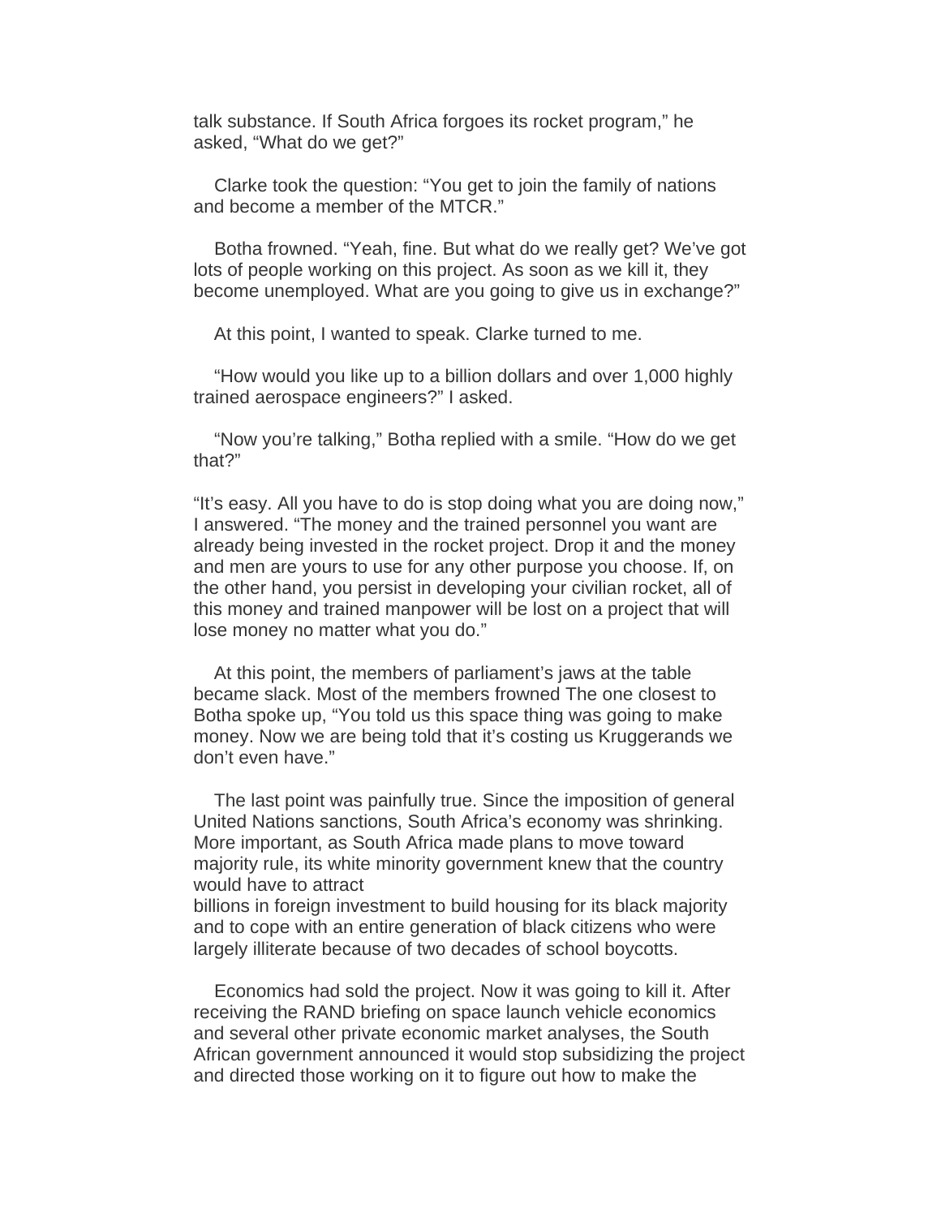talk substance. If South Africa forgoes its rocket program," he asked, "What do we get?"

Clarke took the question: "You get to join the family of nations and become a member of the MTCR."

Botha frowned. "Yeah, fine. But what do we really get? We've got lots of people working on this project. As soon as we kill it, they become unemployed. What are you going to give us in exchange?"

At this point, I wanted to speak. Clarke turned to me.

"How would you like up to a billion dollars and over 1,000 highly trained aerospace engineers?" I asked.

"Now you're talking," Botha replied with a smile. "How do we get that?"

"It's easy. All you have to do is stop doing what you are doing now," I answered. "The money and the trained personnel you want are already being invested in the rocket project. Drop it and the money and men are yours to use for any other purpose you choose. If, on the other hand, you persist in developing your civilian rocket, all of this money and trained manpower will be lost on a project that will lose money no matter what you do."

At this point, the members of parliament's jaws at the table became slack. Most of the members frowned The one closest to Botha spoke up, "You told us this space thing was going to make money. Now we are being told that it's costing us Kruggerands we don't even have."

The last point was painfully true. Since the imposition of general United Nations sanctions, South Africa's economy was shrinking. More important, as South Africa made plans to move toward majority rule, its white minority government knew that the country would have to attract billions in foreign investment to build housing for its black majority and to cope with an entire generation of black citizens who were largely illiterate because of two decades of school boycotts.

Economics had sold the project. Now it was going to kill it. After receiving the RAND briefing on space launch vehicle economics and several other private economic market analyses, the South African government announced it would stop subsidizing the project and directed those working on it to figure out how to make the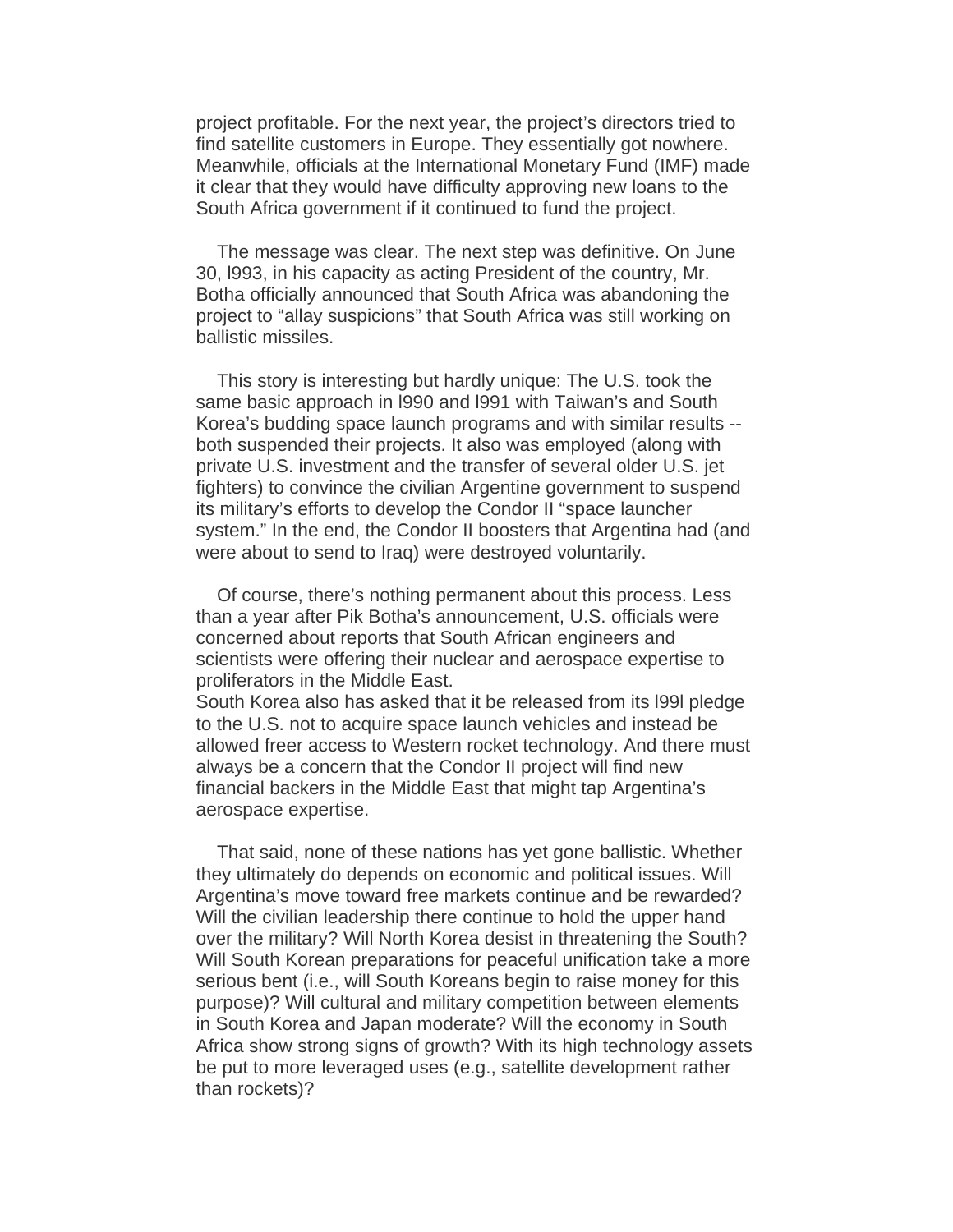project profitable. For the next year, the project's directors tried to find satellite customers in Europe. They essentially got nowhere. Meanwhile, officials at the International Monetary Fund (IMF) made it clear that they would have difficulty approving new loans to the South Africa government if it continued to fund the project.

The message was clear. The next step was definitive. On June 30, l993, in his capacity as acting President of the country, Mr. Botha officially announced that South Africa was abandoning the project to "allay suspicions" that South Africa was still working on ballistic missiles.

This story is interesting but hardly unique: The U.S. took the same basic approach in l990 and l991 with Taiwan's and South Korea's budding space launch programs and with similar results -- both suspended their projects. It also was employed (along with private U.S. investment and the transfer of several older U.S. jet fighters) to convince the civilian Argentine government to suspend its military's efforts to develop the Condor II "space launcher system." In the end, the Condor II boosters that Argentina had (and were about to send to Iraq) were destroyed voluntarily.

Of course, there's nothing permanent about this process. Less than a year after Pik Botha's announcement, U.S. officials were concerned about reports that South African engineers and scientists were offering their nuclear and aerospace expertise to proliferators in the Middle East.
South Korea also has asked that it be released from its l99l pledge to the U.S. not to acquire space launch vehicles and instead be allowed freer access to Western rocket technology. And there must always be a concern that the Condor II project will find new financial backers in the Middle East that might tap Argentina's aerospace expertise.

That said, none of these nations has yet gone ballistic. Whether they ultimately do depends on economic and political issues. Will Argentina's move toward free markets continue and be rewarded? Will the civilian leadership there continue to hold the upper hand over the military? Will North Korea desist in threatening the South? Will South Korean preparations for peaceful unification take a more serious bent (i.e., will South Koreans begin to raise money for this purpose)? Will cultural and military competition between elements in South Korea and Japan moderate? Will the economy in South Africa show strong signs of growth? With its high technology assets be put to more leveraged uses (e.g., satellite development rather than rockets)?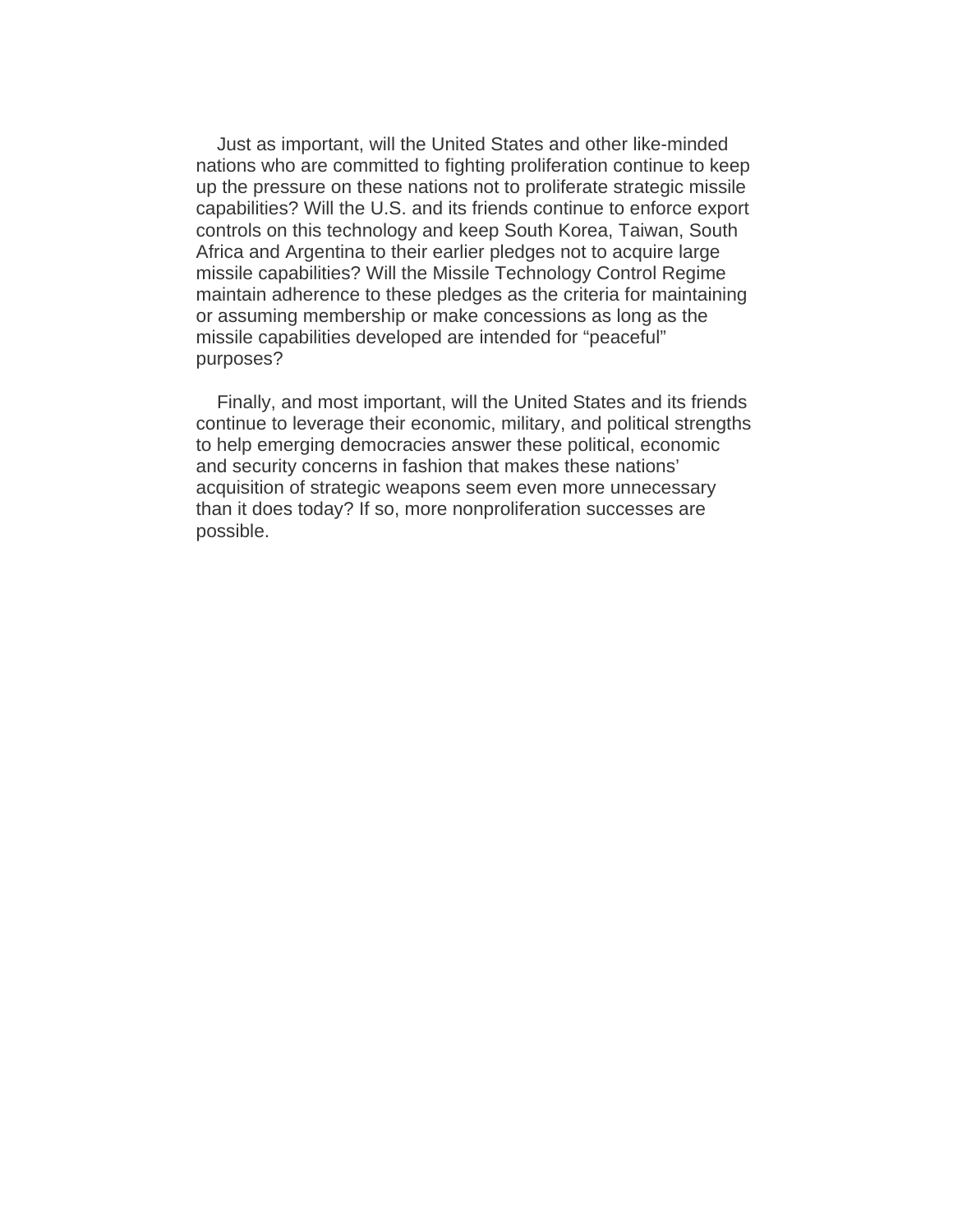Just as important, will the United States and other like-minded nations who are committed to fighting proliferation continue to keep up the pressure on these nations not to proliferate strategic missile capabilities? Will the U.S. and its friends continue to enforce export controls on this technology and keep South Korea, Taiwan, South Africa and Argentina to their earlier pledges not to acquire large missile capabilities? Will the Missile Technology Control Regime maintain adherence to these pledges as the criteria for maintaining or assuming membership or make concessions as long as the missile capabilities developed are intended for "peaceful" purposes?

Finally, and most important, will the United States and its friends continue to leverage their economic, military, and political strengths to help emerging democracies answer these political, economic and security concerns in fashion that makes these nations' acquisition of strategic weapons seem even more unnecessary than it does today? If so, more nonproliferation successes are possible.